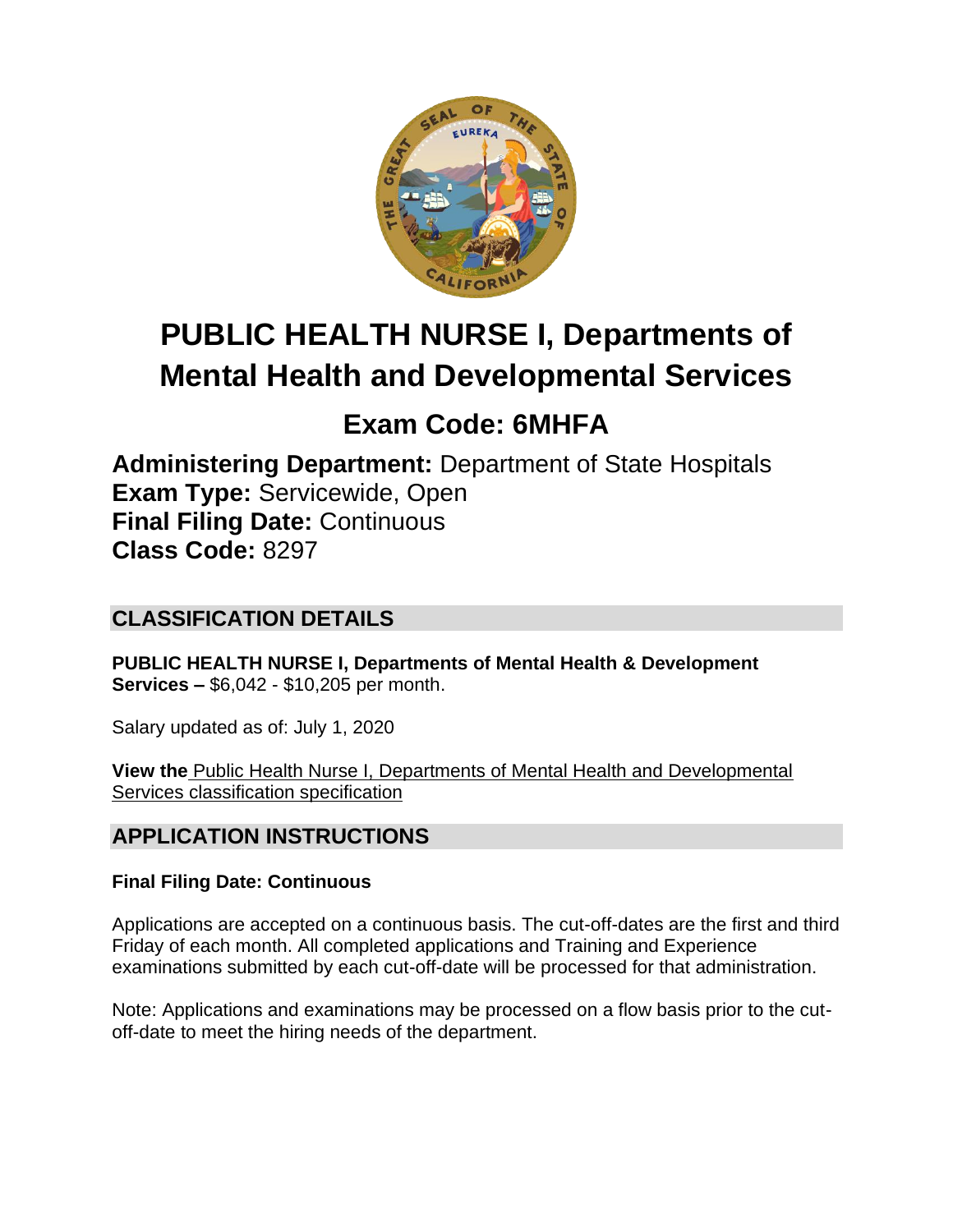# PUBLIC HEALTH NURSE I, Departments of Mental Health and Developmental Services

## Exam Code: 6MHFA

**Administering Department:** Department of State Hospitals
**Exam Type:** Servicewide, Open
**Final Filing Date:** Continuous
**Class Code:** 8297

## CLASSIFICATION DETAILS

**PUBLIC HEALTH NURSE I, Departments of Mental Health & Development Services –** $6,042 - $10,205 per month.

Salary updated as of: July 1, 2020

**View the** Public Health Nurse I, Departments of Mental Health and Developmental Services classification specification

## APPLICATION INSTRUCTIONS

**Final Filing Date: Continuous**

Applications are accepted on a continuous basis. The cut-off-dates are the first and third Friday of each month. All completed applications and Training and Experience examinations submitted by each cut-off-date will be processed for that administration.

Note: Applications and examinations may be processed on a flow basis prior to the cut-off-date to meet the hiring needs of the department.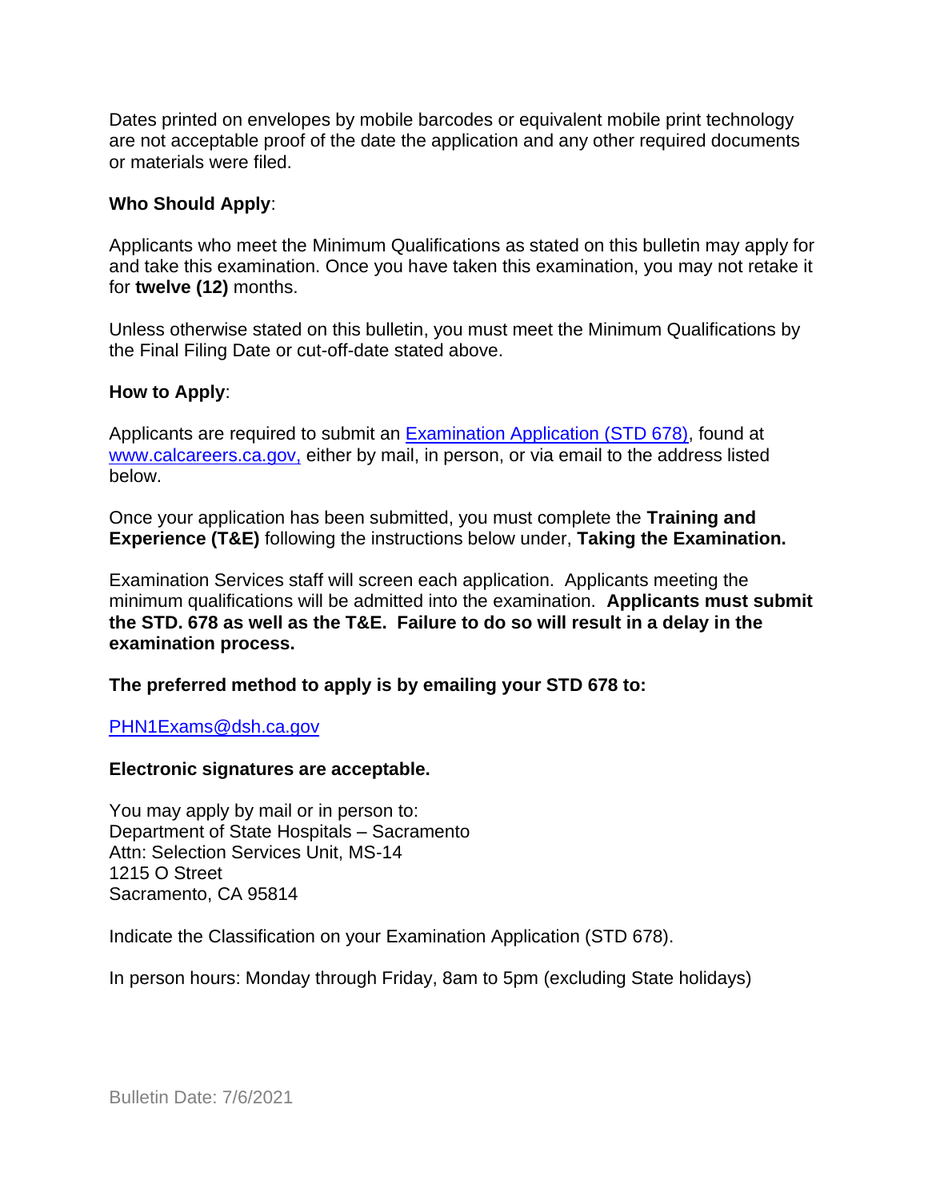Dates printed on envelopes by mobile barcodes or equivalent mobile print technology are not acceptable proof of the date the application and any other required documents or materials were filed.

**Who Should Apply**:

Applicants who meet the Minimum Qualifications as stated on this bulletin may apply for and take this examination. Once you have taken this examination, you may not retake it for **twelve (12)** months.

Unless otherwise stated on this bulletin, you must meet the Minimum Qualifications by the Final Filing Date or cut-off-date stated above.

**How to Apply**:

Applicants are required to submit an [Examination Application (STD 678)](), found at [www.calcareers.ca.gov,]() either by mail, in person, or via email to the address listed below.

Once your application has been submitted, you must complete the **Training and Experience (T&E)** following the instructions below under, **Taking the Examination.**

Examination Services staff will screen each application. Applicants meeting the minimum qualifications will be admitted into the examination. **Applicants must submit the STD. 678 as well as the T&E. Failure to do so will result in a delay in the examination process.**

**The preferred method to apply is by emailing your STD 678 to:**

[PHN1Exams@dsh.ca.gov](mailto:PHN1Exams@dsh.ca.gov)

**Electronic signatures are acceptable.**

You may apply by mail or in person to:
Department of State Hospitals – Sacramento
Attn: Selection Services Unit, MS-14
1215 O Street
Sacramento, CA 95814

Indicate the Classification on your Examination Application (STD 678).

In person hours: Monday through Friday, 8am to 5pm (excluding State holidays)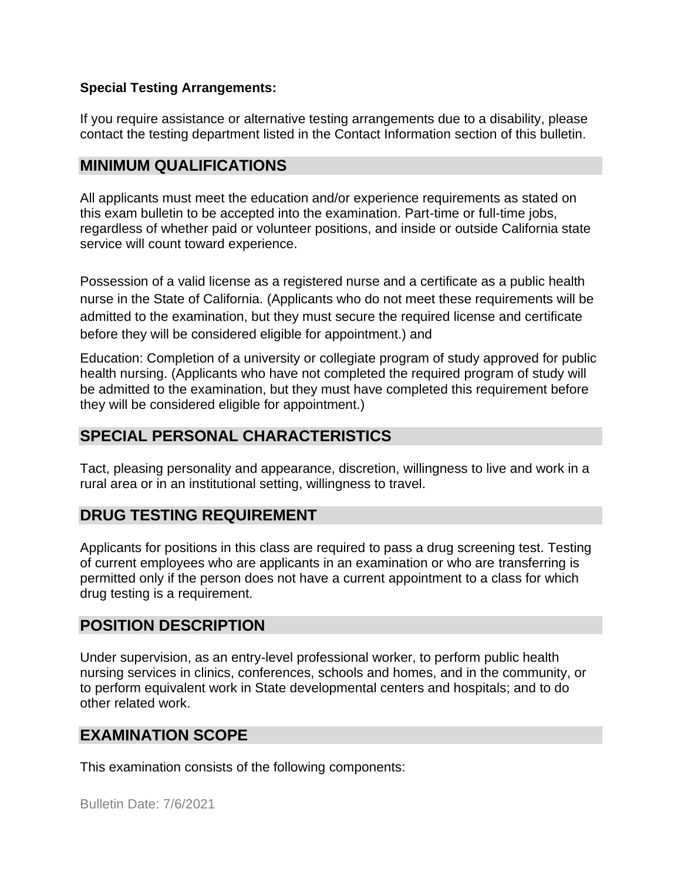**Special Testing Arrangements:**

If you require assistance or alternative testing arrangements due to a disability, please contact the testing department listed in the Contact Information section of this bulletin.

## MINIMUM QUALIFICATIONS

All applicants must meet the education and/or experience requirements as stated on this exam bulletin to be accepted into the examination. Part-time or full-time jobs, regardless of whether paid or volunteer positions, and inside or outside California state service will count toward experience.

Possession of a valid license as a registered nurse and a certificate as a public health nurse in the State of California. (Applicants who do not meet these requirements will be admitted to the examination, but they must secure the required license and certificate before they will be considered eligible for appointment.) and

Education: Completion of a university or collegiate program of study approved for public health nursing. (Applicants who have not completed the required program of study will be admitted to the examination, but they must have completed this requirement before they will be considered eligible for appointment.)

## SPECIAL PERSONAL CHARACTERISTICS

Tact, pleasing personality and appearance, discretion, willingness to live and work in a rural area or in an institutional setting, willingness to travel.

## DRUG TESTING REQUIREMENT

Applicants for positions in this class are required to pass a drug screening test. Testing of current employees who are applicants in an examination or who are transferring is permitted only if the person does not have a current appointment to a class for which drug testing is a requirement.

## POSITION DESCRIPTION

Under supervision, as an entry-level professional worker, to perform public health nursing services in clinics, conferences, schools and homes, and in the community, or to perform equivalent work in State developmental centers and hospitals; and to do other related work.

## EXAMINATION SCOPE

This examination consists of the following components: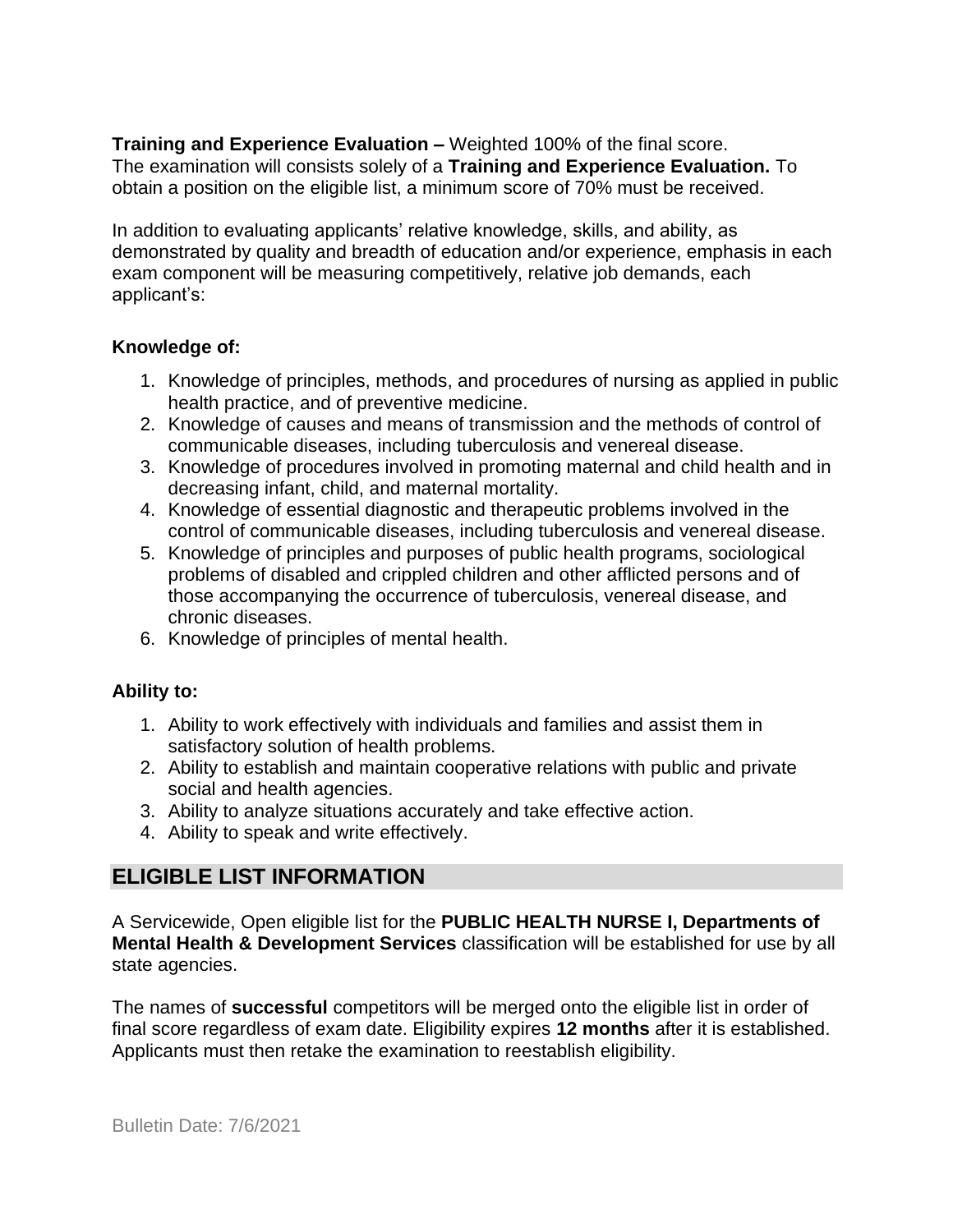**Training and Experience Evaluation –** Weighted 100% of the final score.
The examination will consists solely of a **Training and Experience Evaluation.** To obtain a position on the eligible list, a minimum score of 70% must be received.

In addition to evaluating applicants' relative knowledge, skills, and ability, as demonstrated by quality and breadth of education and/or experience, emphasis in each exam component will be measuring competitively, relative job demands, each applicant's:

**Knowledge of:**

1. Knowledge of principles, methods, and procedures of nursing as applied in public health practice, and of preventive medicine.
2. Knowledge of causes and means of transmission and the methods of control of communicable diseases, including tuberculosis and venereal disease.
3. Knowledge of procedures involved in promoting maternal and child health and in decreasing infant, child, and maternal mortality.
4. Knowledge of essential diagnostic and therapeutic problems involved in the control of communicable diseases, including tuberculosis and venereal disease.
5. Knowledge of principles and purposes of public health programs, sociological problems of disabled and crippled children and other afflicted persons and of those accompanying the occurrence of tuberculosis, venereal disease, and chronic diseases.
6. Knowledge of principles of mental health.

**Ability to:**

1. Ability to work effectively with individuals and families and assist them in satisfactory solution of health problems.
2. Ability to establish and maintain cooperative relations with public and private social and health agencies.
3. Ability to analyze situations accurately and take effective action.
4. Ability to speak and write effectively.

## ELIGIBLE LIST INFORMATION

A Servicewide, Open eligible list for the **PUBLIC HEALTH NURSE I, Departments of Mental Health & Development Services** classification will be established for use by all state agencies.

The names of **successful** competitors will be merged onto the eligible list in order of final score regardless of exam date. Eligibility expires **12 months** after it is established. Applicants must then retake the examination to reestablish eligibility.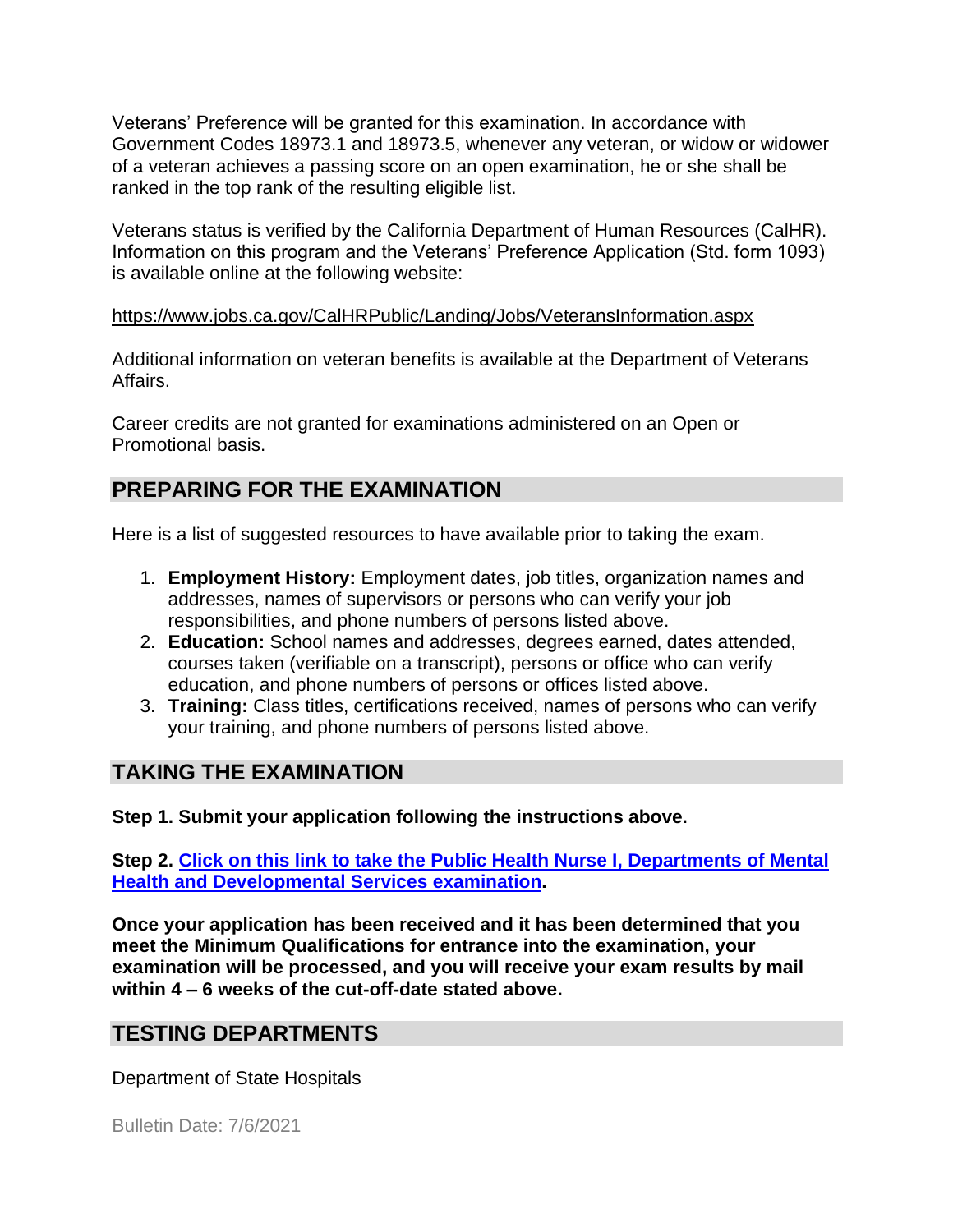Veterans' Preference will be granted for this examination. In accordance with Government Codes 18973.1 and 18973.5, whenever any veteran, or widow or widower of a veteran achieves a passing score on an open examination, he or she shall be ranked in the top rank of the resulting eligible list.

Veterans status is verified by the California Department of Human Resources (CalHR). Information on this program and the Veterans' Preference Application (Std. form 1093) is available online at the following website:

https://www.jobs.ca.gov/CalHRPublic/Landing/Jobs/VeteransInformation.aspx

Additional information on veteran benefits is available at the Department of Veterans Affairs.

Career credits are not granted for examinations administered on an Open or Promotional basis.

## PREPARING FOR THE EXAMINATION

Here is a list of suggested resources to have available prior to taking the exam.

1. **Employment History:** Employment dates, job titles, organization names and addresses, names of supervisors or persons who can verify your job responsibilities, and phone numbers of persons listed above.
2. **Education:** School names and addresses, degrees earned, dates attended, courses taken (verifiable on a transcript), persons or office who can verify education, and phone numbers of persons or offices listed above.
3. **Training:** Class titles, certifications received, names of persons who can verify your training, and phone numbers of persons listed above.

## TAKING THE EXAMINATION

**Step 1. Submit your application following the instructions above.**

**Step 2. Click on this link to take the Public Health Nurse I, Departments of Mental Health and Developmental Services examination.**

**Once your application has been received and it has been determined that you meet the Minimum Qualifications for entrance into the examination, your examination will be processed, and you will receive your exam results by mail within 4 – 6 weeks of the cut-off-date stated above.**

## TESTING DEPARTMENTS

Department of State Hospitals

Bulletin Date: 7/6/2021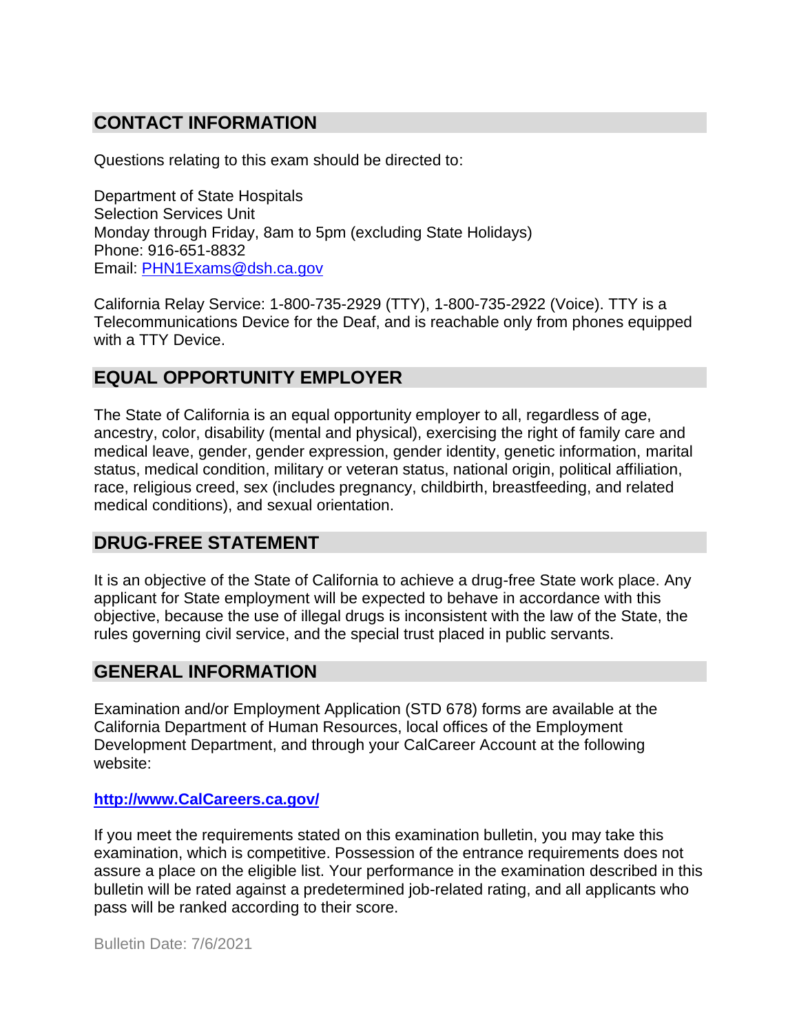## CONTACT INFORMATION

Questions relating to this exam should be directed to:

Department of State Hospitals
Selection Services Unit
Monday through Friday, 8am to 5pm (excluding State Holidays)
Phone: 916-651-8832
Email: [PHN1Exams@dsh.ca.gov](mailto:PHN1Exams@dsh.ca.gov)

California Relay Service: 1-800-735-2929 (TTY), 1-800-735-2922 (Voice). TTY is a Telecommunications Device for the Deaf, and is reachable only from phones equipped with a TTY Device.

## EQUAL OPPORTUNITY EMPLOYER

The State of California is an equal opportunity employer to all, regardless of age, ancestry, color, disability (mental and physical), exercising the right of family care and medical leave, gender, gender expression, gender identity, genetic information, marital status, medical condition, military or veteran status, national origin, political affiliation, race, religious creed, sex (includes pregnancy, childbirth, breastfeeding, and related medical conditions), and sexual orientation.

## DRUG-FREE STATEMENT

It is an objective of the State of California to achieve a drug-free State work place. Any applicant for State employment will be expected to behave in accordance with this objective, because the use of illegal drugs is inconsistent with the law of the State, the rules governing civil service, and the special trust placed in public servants.

## GENERAL INFORMATION

Examination and/or Employment Application (STD 678) forms are available at the California Department of Human Resources, local offices of the Employment Development Department, and through your CalCareer Account at the following website:

**[http://www.CalCareers.ca.gov/](http://www.CalCareers.ca.gov/)**

If you meet the requirements stated on this examination bulletin, you may take this examination, which is competitive. Possession of the entrance requirements does not assure a place on the eligible list. Your performance in the examination described in this bulletin will be rated against a predetermined job-related rating, and all applicants who pass will be ranked according to their score.

Bulletin Date: 7/6/2021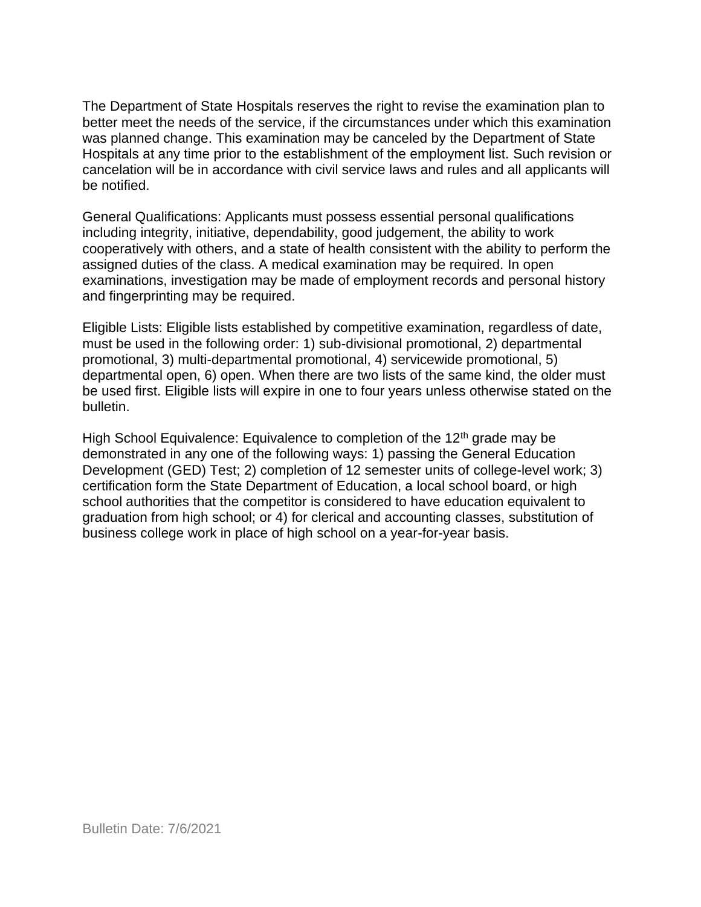The Department of State Hospitals reserves the right to revise the examination plan to better meet the needs of the service, if the circumstances under which this examination was planned change. This examination may be canceled by the Department of State Hospitals at any time prior to the establishment of the employment list. Such revision or cancelation will be in accordance with civil service laws and rules and all applicants will be notified.

General Qualifications: Applicants must possess essential personal qualifications including integrity, initiative, dependability, good judgement, the ability to work cooperatively with others, and a state of health consistent with the ability to perform the assigned duties of the class. A medical examination may be required. In open examinations, investigation may be made of employment records and personal history and fingerprinting may be required.

Eligible Lists: Eligible lists established by competitive examination, regardless of date, must be used in the following order: 1) sub-divisional promotional, 2) departmental promotional, 3) multi-departmental promotional, 4) servicewide promotional, 5) departmental open, 6) open. When there are two lists of the same kind, the older must be used first. Eligible lists will expire in one to four years unless otherwise stated on the bulletin.

High School Equivalence: Equivalence to completion of the 12th grade may be demonstrated in any one of the following ways: 1) passing the General Education Development (GED) Test; 2) completion of 12 semester units of college-level work; 3) certification form the State Department of Education, a local school board, or high school authorities that the competitor is considered to have education equivalent to graduation from high school; or 4) for clerical and accounting classes, substitution of business college work in place of high school on a year-for-year basis.

Bulletin Date: 7/6/2021